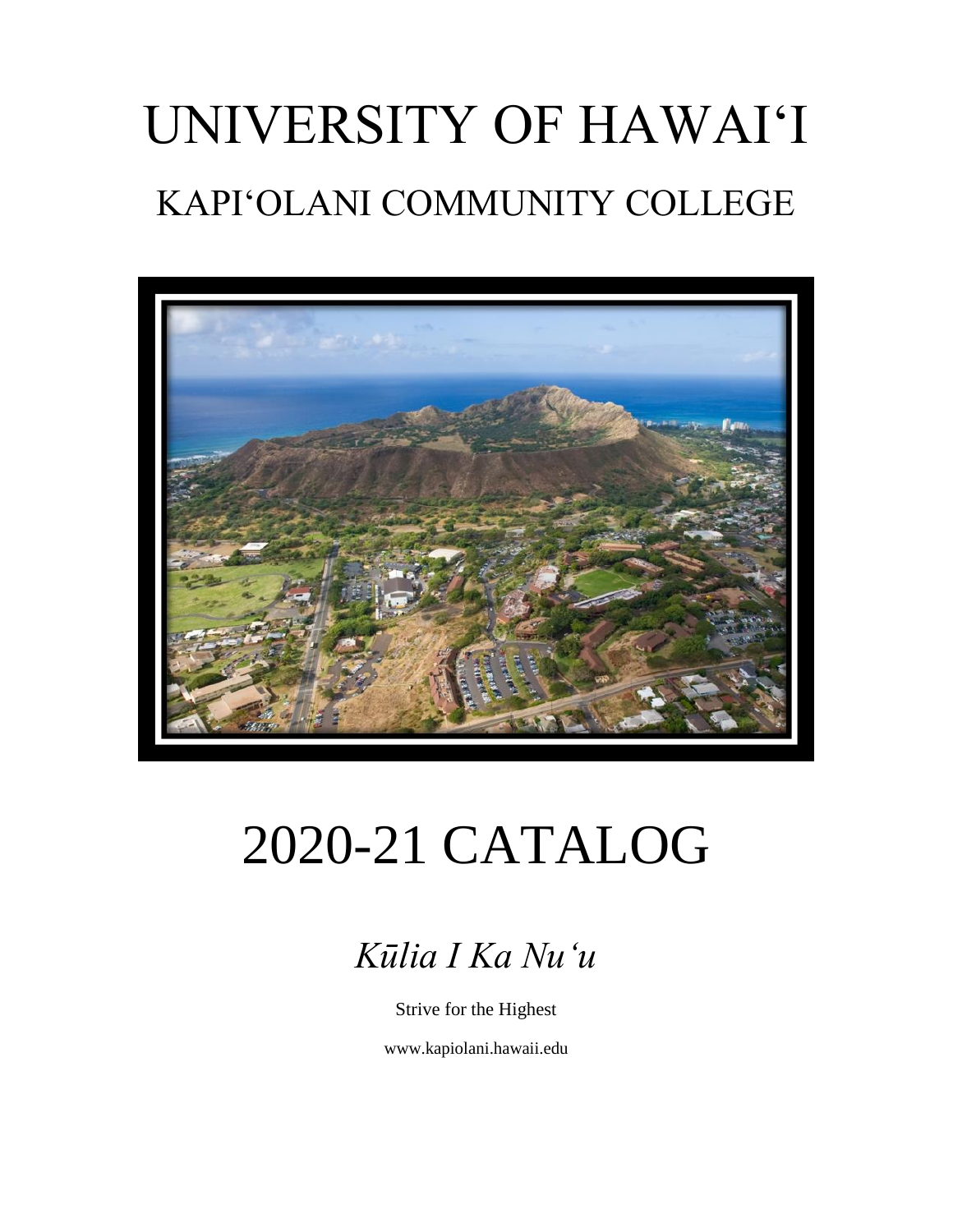# UNIVERSITY OF HAWAI'I

## KAPI'OLANI COMMUNITY COLLEGE

# 2020-21 CATALOG

*Kūlia I Ka Nu'u*

Strive for the Highest

www.kapiolani.hawaii.edu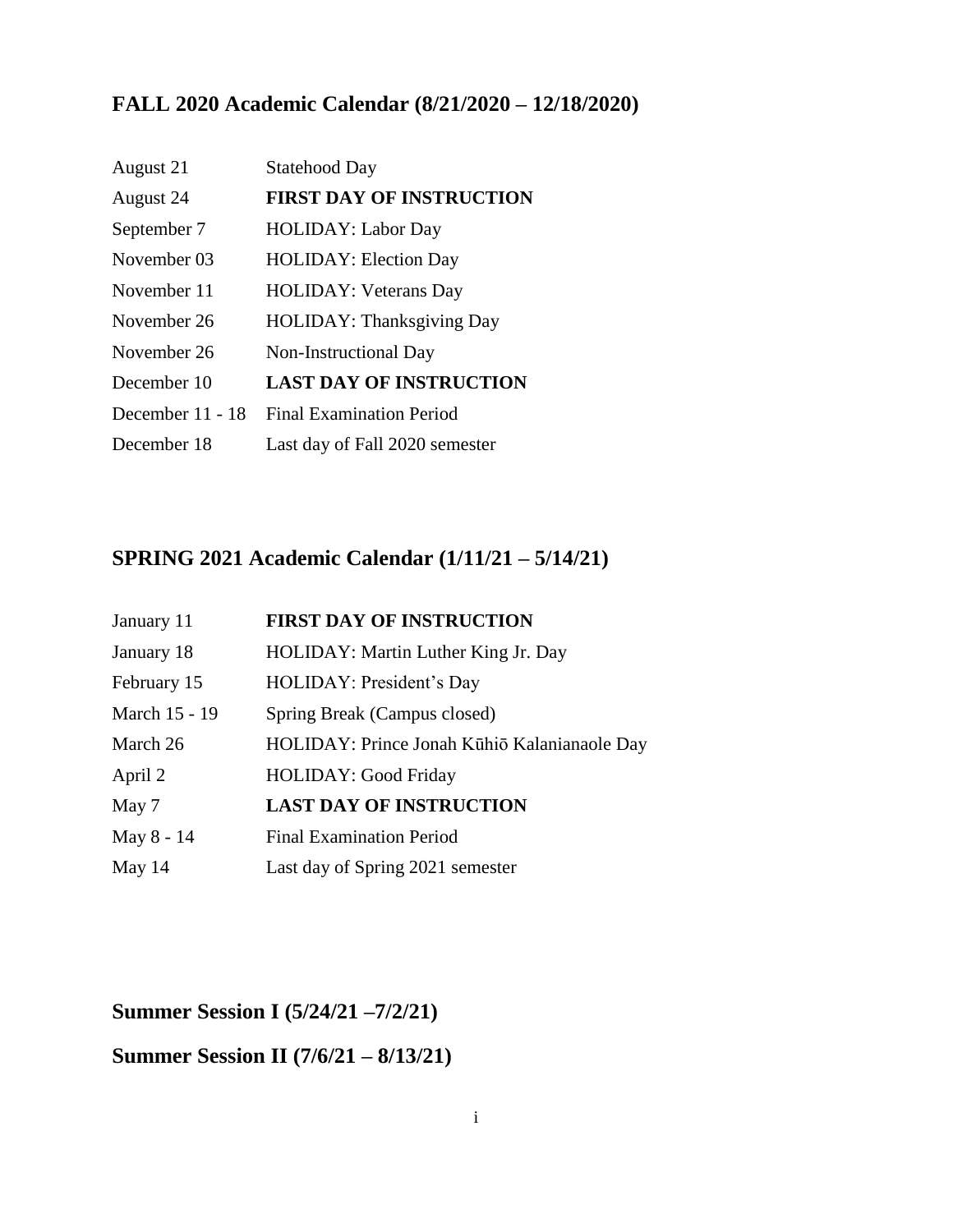## FALL 2020 Academic Calendar (8/21/2020 – 12/18/2020)

| | |
|---|---|
| August 21 | Statehood Day |
| August 24 | **FIRST DAY OF INSTRUCTION** |
| September 7 | HOLIDAY: Labor Day |
| November 03 | HOLIDAY: Election Day |
| November 11 | HOLIDAY: Veterans Day |
| November 26 | HOLIDAY: Thanksgiving Day |
| November 26 | Non-Instructional Day |
| December 10 | **LAST DAY OF INSTRUCTION** |
| December 11 - 18 | Final Examination Period |
| December 18 | Last day of Fall 2020 semester |

## SPRING 2021 Academic Calendar (1/11/21 – 5/14/21)

| | |
|---|---|
| January 11 | **FIRST DAY OF INSTRUCTION** |
| January 18 | HOLIDAY: Martin Luther King Jr. Day |
| February 15 | HOLIDAY: President's Day |
| March 15 - 19 | Spring Break (Campus closed) |
| March 26 | HOLIDAY: Prince Jonah Kūhiō Kalanianaole Day |
| April 2 | HOLIDAY: Good Friday |
| May 7 | **LAST DAY OF INSTRUCTION** |
| May 8 - 14 | Final Examination Period |
| May 14 | Last day of Spring 2021 semester |

## Summer Session I (5/24/21 –7/2/21)

## Summer Session II (7/6/21 – 8/13/21)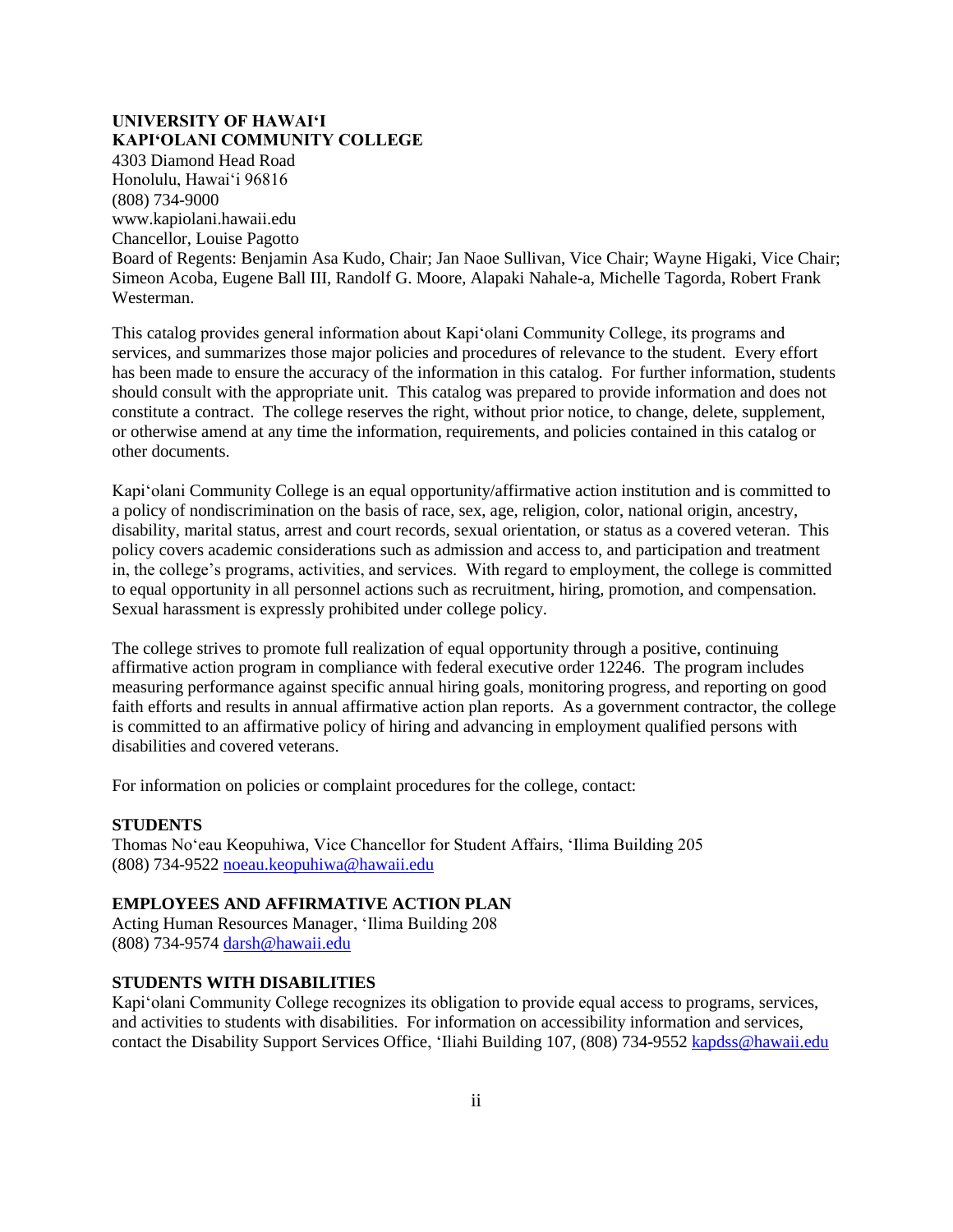**UNIVERSITY OF HAWAIʻI**
**KAPIʻOLANI COMMUNITY COLLEGE**
4303 Diamond Head Road
Honolulu, Hawaiʻi 96816
(808) 734-9000
www.kapiolani.hawaii.edu
Chancellor, Louise Pagotto
Board of Regents: Benjamin Asa Kudo, Chair; Jan Naoe Sullivan, Vice Chair; Wayne Higaki, Vice Chair; Simeon Acoba, Eugene Ball III, Randolf G. Moore, Alapaki Nahale-a, Michelle Tagorda, Robert Frank Westerman.

This catalog provides general information about Kapiʻolani Community College, its programs and services, and summarizes those major policies and procedures of relevance to the student. Every effort has been made to ensure the accuracy of the information in this catalog. For further information, students should consult with the appropriate unit. This catalog was prepared to provide information and does not constitute a contract. The college reserves the right, without prior notice, to change, delete, supplement, or otherwise amend at any time the information, requirements, and policies contained in this catalog or other documents.

Kapiʻolani Community College is an equal opportunity/affirmative action institution and is committed to a policy of nondiscrimination on the basis of race, sex, age, religion, color, national origin, ancestry, disability, marital status, arrest and court records, sexual orientation, or status as a covered veteran. This policy covers academic considerations such as admission and access to, and participation and treatment in, the college's programs, activities, and services. With regard to employment, the college is committed to equal opportunity in all personnel actions such as recruitment, hiring, promotion, and compensation. Sexual harassment is expressly prohibited under college policy.

The college strives to promote full realization of equal opportunity through a positive, continuing affirmative action program in compliance with federal executive order 12246. The program includes measuring performance against specific annual hiring goals, monitoring progress, and reporting on good faith efforts and results in annual affirmative action plan reports. As a government contractor, the college is committed to an affirmative policy of hiring and advancing in employment qualified persons with disabilities and covered veterans.

For information on policies or complaint procedures for the college, contact:

**STUDENTS**
Thomas Noʻeau Keopuhiwa, Vice Chancellor for Student Affairs, ʻIlima Building 205
(808) 734-9522 noeau.keopuhiwa@hawaii.edu

**EMPLOYEES AND AFFIRMATIVE ACTION PLAN**
Acting Human Resources Manager, ʻIlima Building 208
(808) 734-9574 darsh@hawaii.edu

**STUDENTS WITH DISABILITIES**
Kapiʻolani Community College recognizes its obligation to provide equal access to programs, services, and activities to students with disabilities. For information on accessibility information and services, contact the Disability Support Services Office, ʻIliahi Building 107, (808) 734-9552 kapdss@hawaii.edu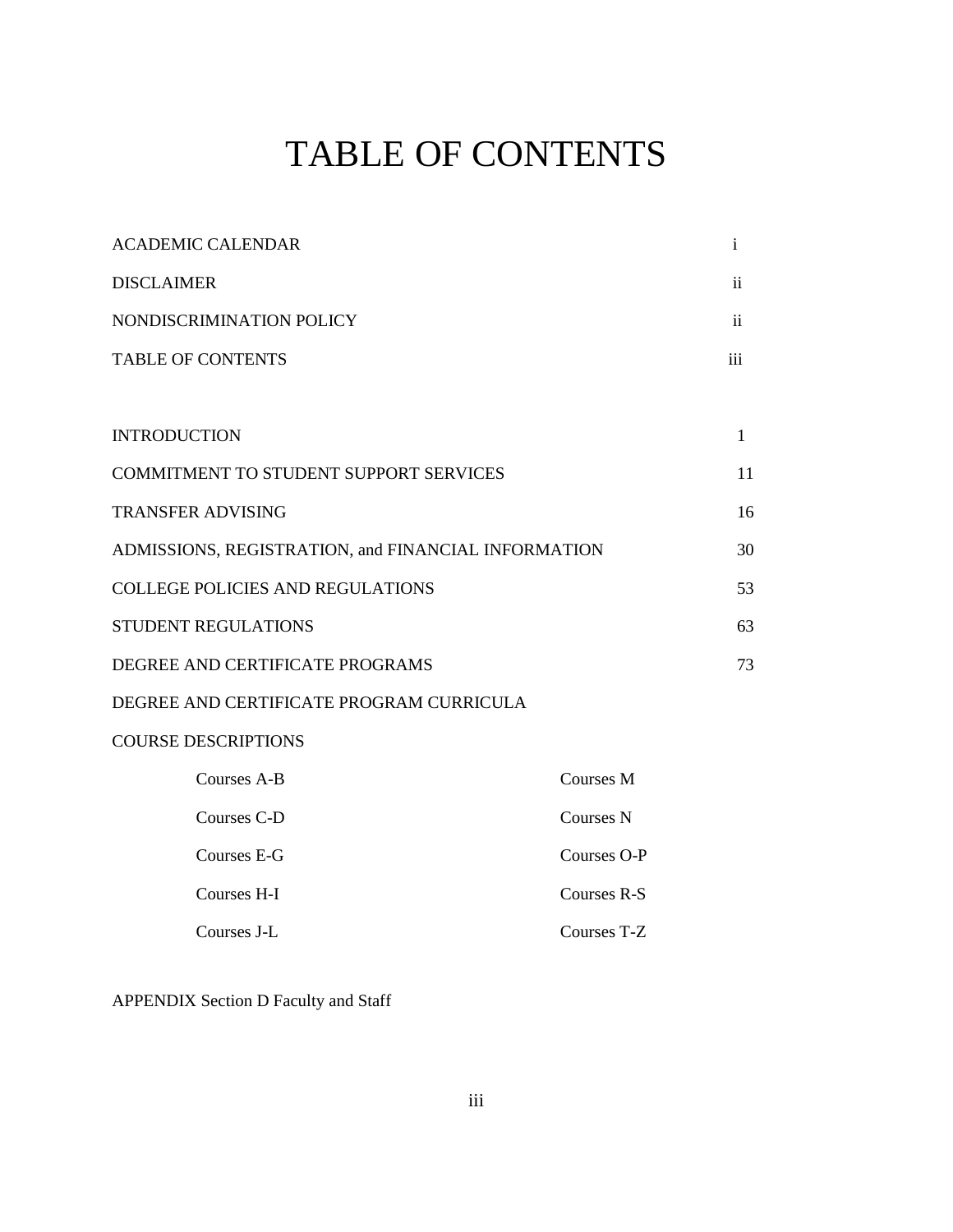# TABLE OF CONTENTS

| | |
|---|---|
| ACADEMIC CALENDAR | i |
| DISCLAIMER | ii |
| NONDISCRIMINATION POLICY | ii |
| TABLE OF CONTENTS | iii |
| INTRODUCTION | 1 |
| COMMITMENT TO STUDENT SUPPORT SERVICES | 11 |
| TRANSFER ADVISING | 16 |
| ADMISSIONS, REGISTRATION, and FINANCIAL INFORMATION | 30 |
| COLLEGE POLICIES AND REGULATIONS | 53 |
| STUDENT REGULATIONS | 63 |
| DEGREE AND CERTIFICATE PROGRAMS | 73 |
| DEGREE AND CERTIFICATE PROGRAM CURRICULA | |
| COURSE DESCRIPTIONS | |

| | |
|---|---|
| Courses A-B | Courses M |
| Courses C-D | Courses N |
| Courses E-G | Courses O-P |
| Courses H-I | Courses R-S |
| Courses J-L | Courses T-Z |

APPENDIX Section D Faculty and Staff